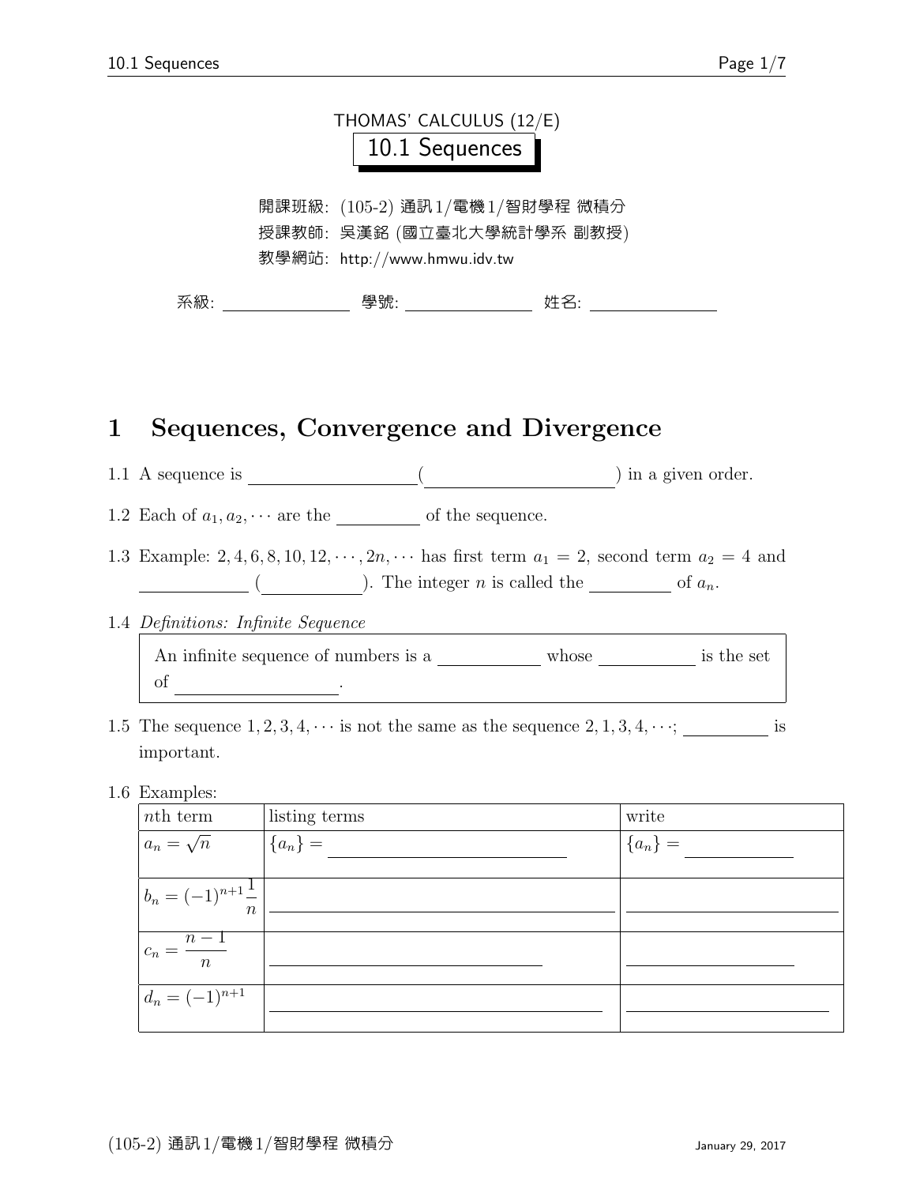THOMAS' CALCULUS (12/E)

# 10.1 Sequences

開課班級: (105-2) 通訊1/電機1/智財學程 微積分

授課教師: 吳漢銘 (國立臺北大學統計學系 副教授)

教學網站: http://www.hmwu.idv.tw

系級: \_\_\_\_\_\_\_\_\_\_ 學號: \_\_\_\_\_\_\_\_\_\_ 姓名: \_\_\_\_\_\_\_\_\_\_

## 1 Sequences, Convergence and Divergence

1.1 A sequence is \_\_\_\_\_\_\_\_\_\_\_\_(\_\_\_\_\_\_\_\_\_\_\_\_) in a given order.

1.2 Each of $a_1, a_2, \cdots$ are the \_\_\_\_\_\_\_\_ of the sequence.

1.3 Example: $2, 4, 6, 8, 10, 12, \cdots, 2n, \cdots$ has first term $a_1 = 2$, second term $a_2 = 4$ and \_\_\_\_\_\_\_\_ (\_\_\_\_\_\_\_\_). The integer $n$ is called the \_\_\_\_\_\_\_\_ of $a_n$.

1.4 *Definitions: Infinite Sequence*

> An infinite sequence of numbers is a \_\_\_\_\_\_\_\_ whose \_\_\_\_\_\_\_\_ is the set of \_\_\_\_\_\_\_\_\_\_\_\_.

1.5 The sequence $1, 2, 3, 4, \cdots$ is not the same as the sequence $2, 1, 3, 4, \cdots$; \_\_\_\_\_\_\_\_ is important.

1.6 Examples:

| $n$th term | listing terms | write |
|---|---|---|
| $a_n = \sqrt{n}$ | $\{a_n\} =$ \_\_\_\_\_\_\_\_\_\_\_\_ | $\{a_n\} =$ \_\_\_\_\_\_\_\_ |
| $b_n = (-1)^{n+1}\dfrac{1}{n}$ | \_\_\_\_\_\_\_\_\_\_\_\_ | \_\_\_\_\_\_\_\_\_\_\_\_ |
| $c_n = \dfrac{n-1}{n}$ | \_\_\_\_\_\_\_\_\_\_\_\_ | \_\_\_\_\_\_\_\_\_\_\_\_ |
| $d_n = (-1)^{n+1}$ | \_\_\_\_\_\_\_\_\_\_\_\_ | \_\_\_\_\_\_\_\_\_\_\_\_ |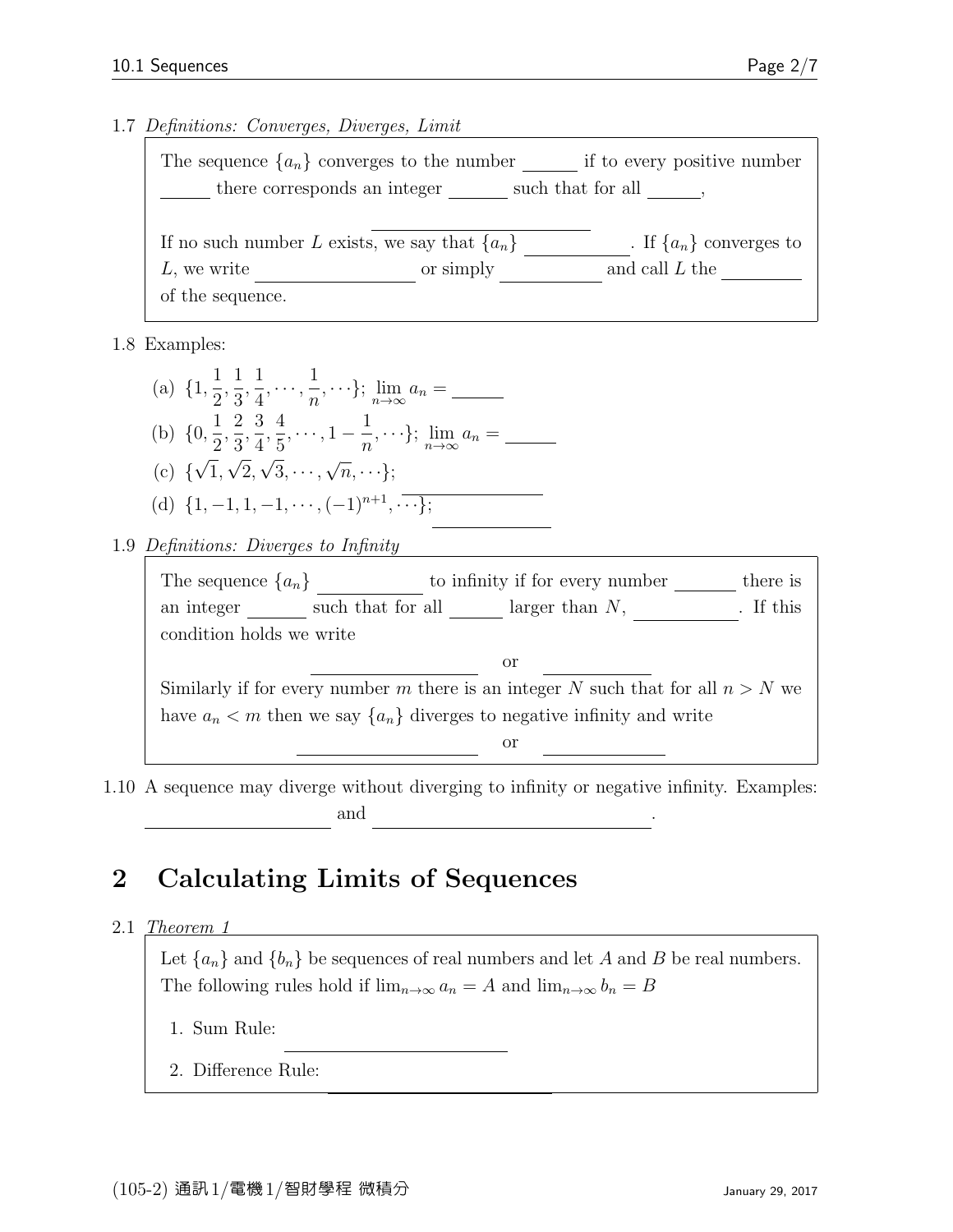1.7 *Definitions: Converges, Diverges, Limit*

> The sequence $\{a_n\}$ converges to the number ______ if to every positive number ______ there corresponds an integer ______ such that for all ______,
>
> ____________________
>
> If no such number $L$ exists, we say that $\{a_n\}$ __________. If $\{a_n\}$ converges to $L$, we write ______________ or simply __________ and call $L$ the ________ of the sequence.

1.8 Examples:

(a) $\{1, \frac{1}{2}, \frac{1}{3}, \frac{1}{4}, \cdots, \frac{1}{n}, \cdots\}$; $\lim_{n\to\infty} a_n =$ ______

(b) $\{0, \frac{1}{2}, \frac{2}{3}, \frac{3}{4}, \frac{4}{5}, \cdots, 1 - \frac{1}{n}, \cdots\}$; $\lim_{n\to\infty} a_n =$ ______

(c) $\{\sqrt{1}, \sqrt{2}, \sqrt{3}, \cdots, \sqrt{n}, \cdots\}$; ____________

(d) $\{1, -1, 1, -1, \cdots, (-1)^{n+1}, \cdots\}$; ____________

1.9 *Definitions: Diverges to Infinity*

> The sequence $\{a_n\}$ __________ to infinity if for every number ______ there is an integer ______ such that for all ______ larger than $N$, __________. If this condition holds we write
>
> ______________ or __________
>
> Similarly if for every number $m$ there is an integer $N$ such that for all $n > N$ we have $a_n < m$ then we say $\{a_n\}$ diverges to negative infinity and write
>
> ______________ or __________

1.10 A sequence may diverge without diverging to infinity or negative infinity. Examples: ______________ and ______________________.

# 2 Calculating Limits of Sequences

2.1 *Theorem 1*

> Let $\{a_n\}$ and $\{b_n\}$ be sequences of real numbers and let $A$ and $B$ be real numbers. The following rules hold if $\lim_{n\to\infty} a_n = A$ and $\lim_{n\to\infty} b_n = B$
>
> 1. Sum Rule: ____________________
> 2. Difference Rule: ____________________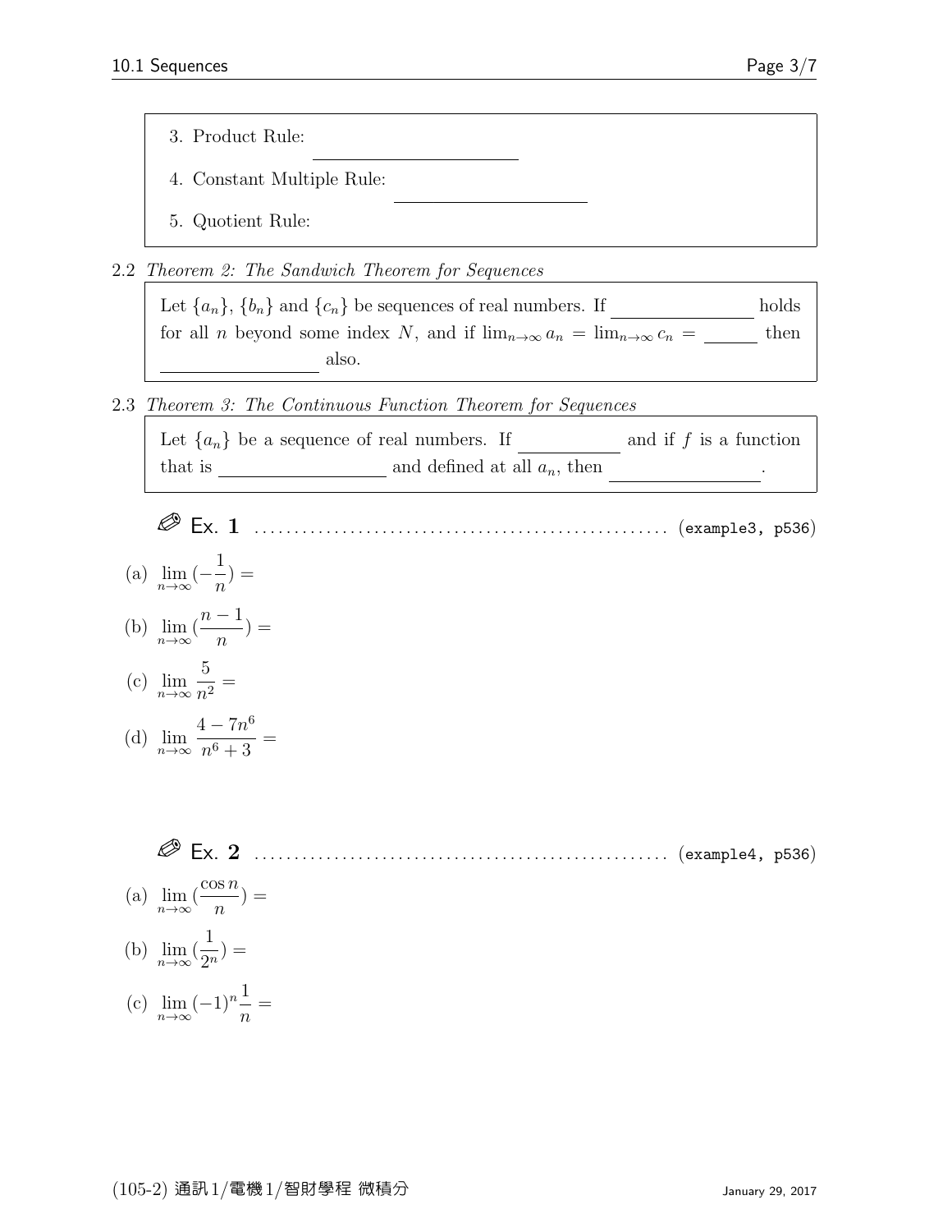3. Product Rule: \_\_\_\_\_\_\_\_\_\_\_\_\_\_\_\_
4. Constant Multiple Rule: \_\_\_\_\_\_\_\_\_\_\_\_\_\_\_\_
5. Quotient Rule:

2.2 *Theorem 2: The Sandwich Theorem for Sequences*

Let $\{a_n\}$, $\{b_n\}$ and $\{c_n\}$ be sequences of real numbers. If \_\_\_\_\_\_\_\_\_\_\_\_ holds for all $n$ beyond some index $N$, and if $\lim_{n\to\infty} a_n = \lim_{n\to\infty} c_n =$ \_\_\_\_\_\_ then \_\_\_\_\_\_\_\_\_\_\_\_ also.

2.3 *Theorem 3: The Continuous Function Theorem for Sequences*

Let $\{a_n\}$ be a sequence of real numbers. If \_\_\_\_\_\_\_\_\_\_ and if $f$ is a function that is \_\_\_\_\_\_\_\_\_\_\_\_\_\_ and defined at all $a_n$, then \_\_\_\_\_\_\_\_\_\_\_\_.

**Ex. 1** .................................................. (example3, p536)

(a) $\lim_{n\to\infty}(-\frac{1}{n}) =$

(b) $\lim_{n\to\infty}(\frac{n-1}{n}) =$

(c) $\lim_{n\to\infty}\frac{5}{n^2} =$

(d) $\lim_{n\to\infty}\frac{4-7n^6}{n^6+3} =$

**Ex. 2** .................................................. (example4, p536)

(a) $\lim_{n\to\infty}(\frac{\cos n}{n}) =$

(b) $\lim_{n\to\infty}(\frac{1}{2^n}) =$

(c) $\lim_{n\to\infty}(-1)^n\frac{1}{n} =$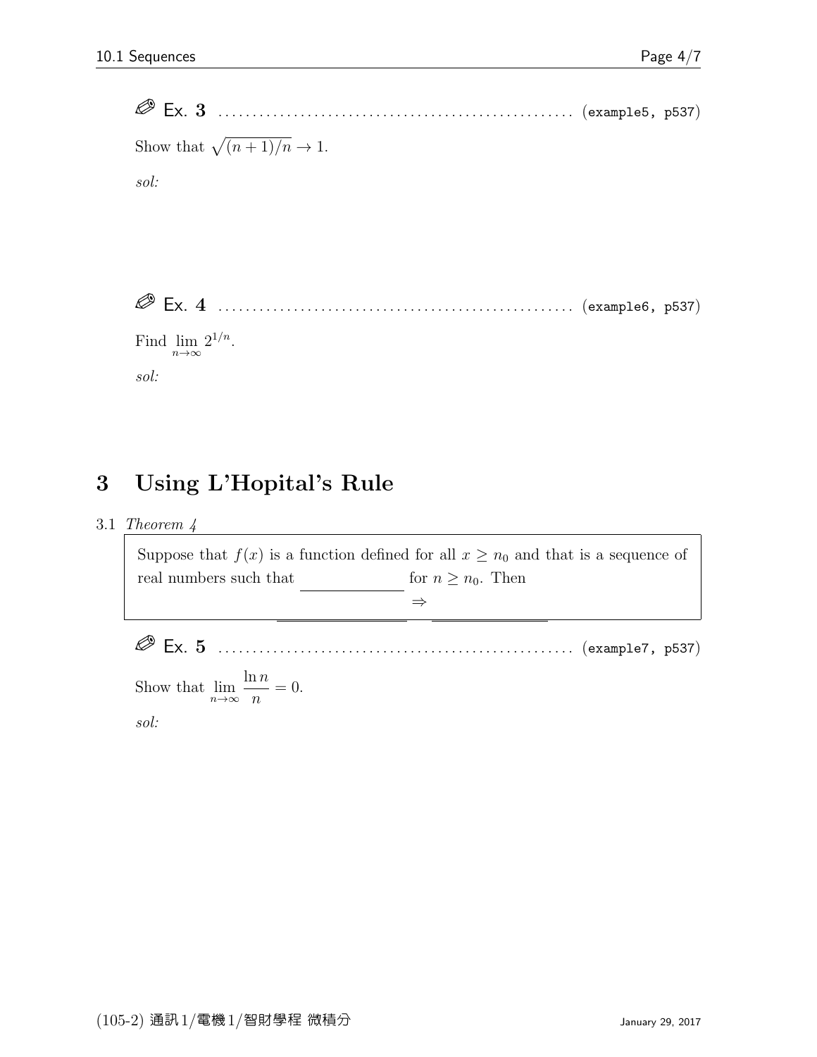✐ Ex. 3 .................................................... (example5, p537)

Show that $\sqrt{(n+1)/n} \to 1$.

*sol:*

✐ Ex. 4 .................................................... (example6, p537)

Find $\lim_{n\to\infty} 2^{1/n}$.

*sol:*

# 3 Using L'Hopital's Rule

3.1 *Theorem 4*

> Suppose that $f(x)$ is a function defined for all $x \geq n_0$ and that is a sequence of real numbers such that \_\_\_\_\_\_\_\_\_\_\_\_ for $n \geq n_0$. Then
>
> \_\_\_\_\_\_\_\_\_\_\_\_ $\Rightarrow$ \_\_\_\_\_\_\_\_\_\_\_\_

✐ Ex. 5 .................................................... (example7, p537)

Show that $\lim_{n\to\infty} \dfrac{\ln n}{n} = 0$.

*sol:*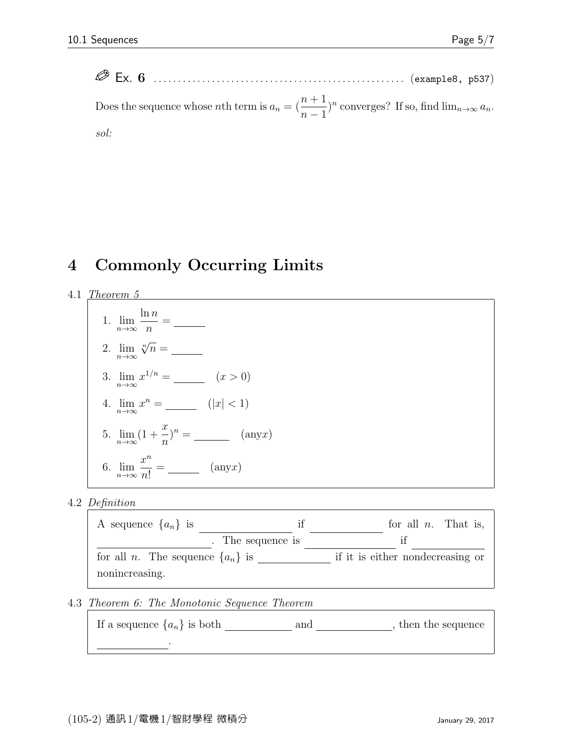✎ Ex. 6 ................................................... (example8, p537)

Does the sequence whose $n$th term is $a_n = (\frac{n+1}{n-1})^n$ converges? If so, find $\lim_{n\to\infty} a_n$.

*sol:*

# 4 Commonly Occurring Limits

4.1 *Theorem 5*

1. $\lim_{n\to\infty} \frac{\ln n}{n} =$ ______
2. $\lim_{n\to\infty} \sqrt[n]{n} =$ ______
3. $\lim_{n\to\infty} x^{1/n} =$ ______ $(x > 0)$
4. $\lim_{n\to\infty} x^n =$ ______ $(|x| < 1)$
5. $\lim_{n\to\infty} (1 + \frac{x}{n})^n =$ ______ $(\text{any} x)$
6. $\lim_{n\to\infty} \frac{x^n}{n!} =$ ______ $(\text{any} x)$

4.2 *Definition*

A sequence $\{a_n\}$ is ______________ if ____________ for all $n$. That is, ________________. The sequence is ______________ if ____________ for all $n$. The sequence $\{a_n\}$ is ____________ if it is either nondecreasing or nonincreasing.

4.3 *Theorem 6: The Monotonic Sequence Theorem*

If a sequence $\{a_n\}$ is both ___________ and ____________, then the sequence ___________.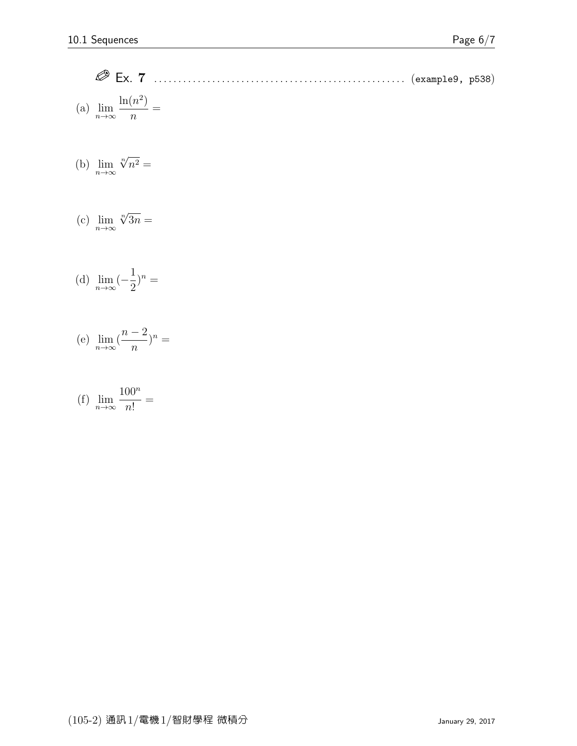✎ **Ex. 7** .................................................. (example9, p538)

(a) $\lim_{n\to\infty} \frac{\ln(n^2)}{n} =$

(b) $\lim_{n\to\infty} \sqrt[n]{n^2} =$

(c) $\lim_{n\to\infty} \sqrt[n]{3n} =$

(d) $\lim_{n\to\infty} (-\frac{1}{2})^n =$

(e) $\lim_{n\to\infty} (\frac{n-2}{n})^n =$

(f) $\lim_{n\to\infty} \frac{100^n}{n!} =$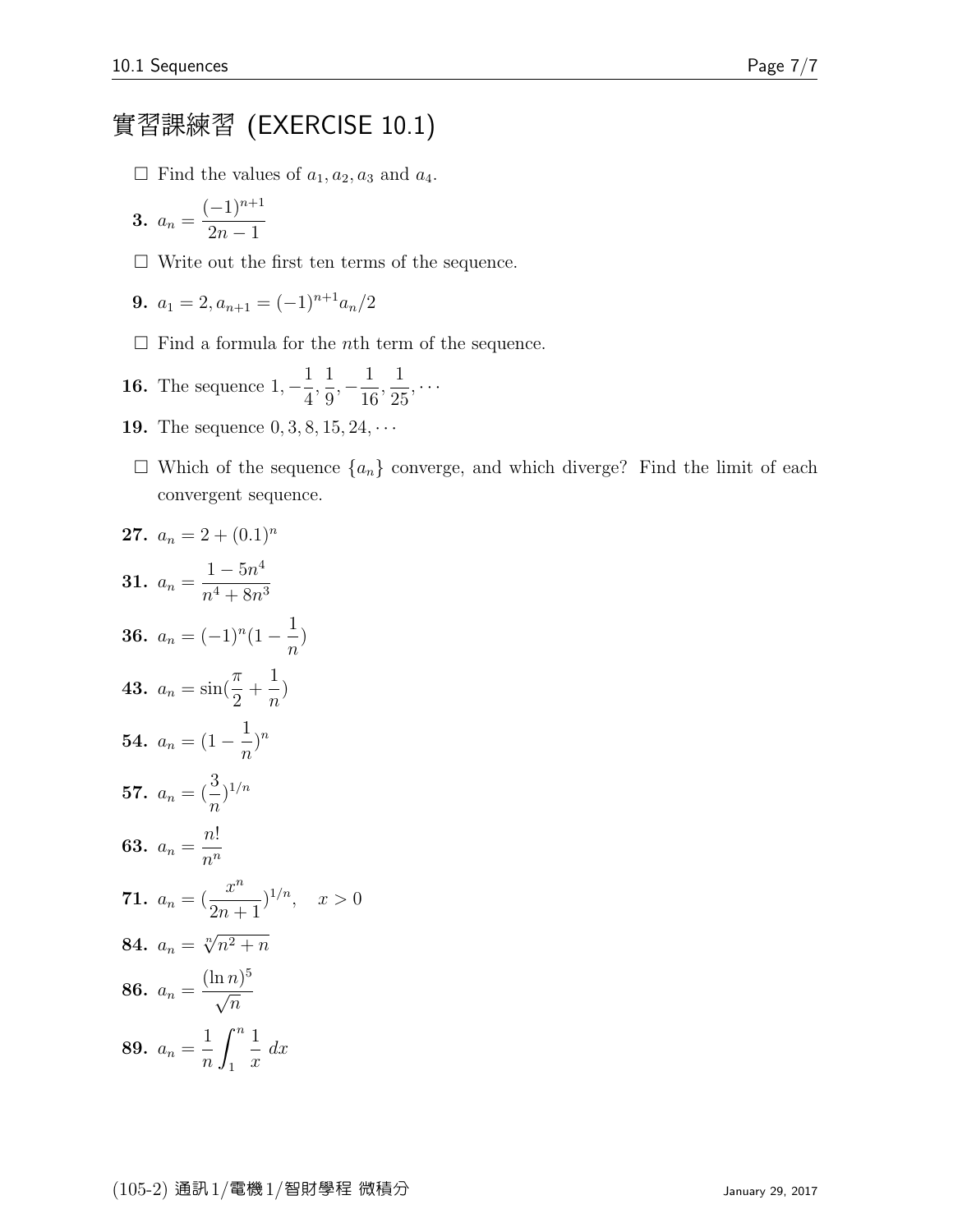# 實習課練習 (EXERCISE 10.1)

☐ Find the values of $a_1, a_2, a_3$ and $a_4$.

**3.** $a_n = \dfrac{(-1)^{n+1}}{2n-1}$

☐ Write out the first ten terms of the sequence.

**9.** $a_1 = 2, a_{n+1} = (-1)^{n+1} a_n/2$

☐ Find a formula for the $n$th term of the sequence.

**16.** The sequence $1, -\dfrac{1}{4}, \dfrac{1}{9}, -\dfrac{1}{16}, \dfrac{1}{25}, \cdots$

**19.** The sequence $0, 3, 8, 15, 24, \cdots$

☐ Which of the sequence $\{a_n\}$ converge, and which diverge? Find the limit of each convergent sequence.

**27.** $a_n = 2 + (0.1)^n$

**31.** $a_n = \dfrac{1 - 5n^4}{n^4 + 8n^3}$

**36.** $a_n = (-1)^n(1 - \dfrac{1}{n})$

**43.** $a_n = \sin(\dfrac{\pi}{2} + \dfrac{1}{n})$

**54.** $a_n = (1 - \dfrac{1}{n})^n$

**57.** $a_n = (\dfrac{3}{n})^{1/n}$

**63.** $a_n = \dfrac{n!}{n^n}$

**71.** $a_n = (\dfrac{x^n}{2n+1})^{1/n}, \quad x > 0$

**84.** $a_n = \sqrt[n]{n^2 + n}$

**86.** $a_n = \dfrac{(\ln n)^5}{\sqrt{n}}$

**89.** $a_n = \dfrac{1}{n} \displaystyle\int_1^n \dfrac{1}{x}\, dx$